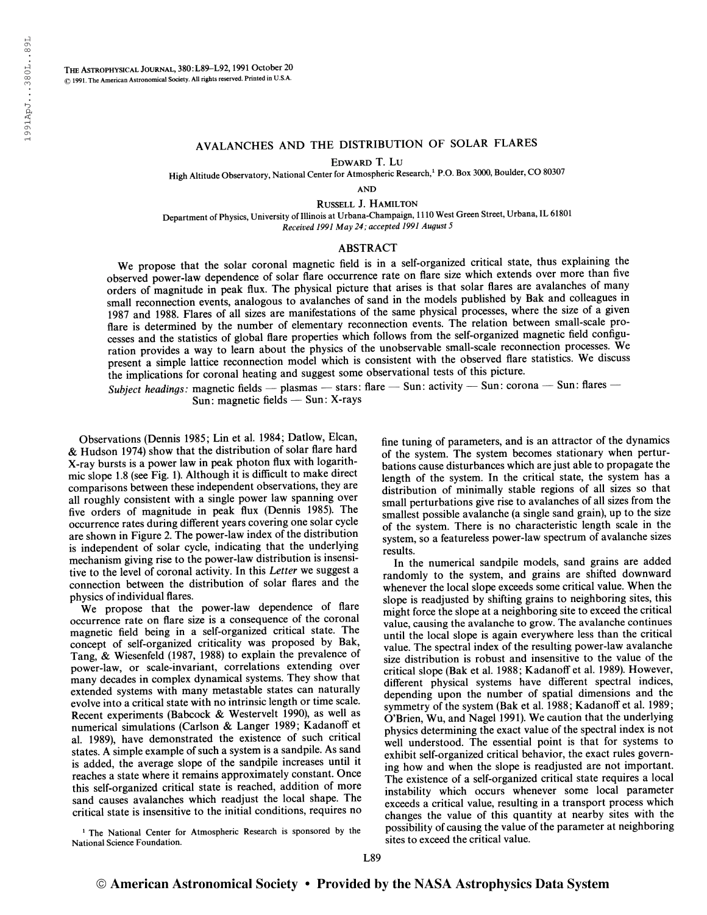# AVALANCHES AND THE DISTRIBUTION OF SOLAR FLARES

EDWARD T. LU

High Altitude Observatory, National Center for Atmospheric Research,[1] P.O. Box 3000, Boulder, CO 80307

AND

RUSSELL J. HAMILTON

Department of Physics, University of Illinois at Urbana-Champaign, 1110 West Green Street, Urbana, IL 61801

*Received 1991 May 24; accepted 1991 August 5*

## ABSTRACT

We propose that the solar coronal magnetic field is in a self-organized critical state, thus explaining the observed power-law dependence of solar flare occurrence rate on flare size which extends over more than five orders of magnitude in peak flux. The physical picture that arises is that solar flares are avalanches of many small reconnection events, analogous to avalanches of sand in the models published by Bak and colleagues in 1987 and 1988. Flares of all sizes are manifestations of the same physical processes, where the size of a given flare is determined by the number of elementary reconnection events. The relation between small-scale processes and the statistics of global flare properties which follows from the self-organized magnetic field configuration provides a way to learn about the physics of the unobservable small-scale reconnection processes. We present a simple lattice reconnection model which is consistent with the observed flare statistics. We discuss the implications for coronal heating and suggest some observational tests of this picture.

*Subject headings:* magnetic fields — plasmas — stars: flare — Sun: activity — Sun: corona — Sun: flares — Sun: magnetic fields — Sun: X-rays

Observations (Dennis 1985; Lin et al. 1984; Datlow, Elcan, & Hudson 1974) show that the distribution of solar flare hard X-ray bursts is a power law in peak photon flux with logarithmic slope 1.8 (see Fig. 1). Although it is difficult to make direct comparisons between these independent observations, they are all roughly consistent with a single power law spanning over five orders of magnitude in peak flux (Dennis 1985). The occurrence rates during different years covering one solar cycle are shown in Figure 2. The power-law index of the distribution is independent of solar cycle, indicating that the underlying mechanism giving rise to the power-law distribution is insensitive to the level of coronal activity. In this *Letter* we suggest a connection between the distribution of solar flares and the physics of individual flares.

We propose that the power-law dependence of flare occurrence rate on flare size is a consequence of the coronal magnetic field being in a self-organized critical state. The concept of self-organized criticality was proposed by Bak, Tang, & Wiesenfeld (1987, 1988) to explain the prevalence of power-law, or scale-invariant, correlations extending over many decades in complex dynamical systems. They show that extended systems with many metastable states can naturally evolve into a critical state with no intrinsic length or time scale. Recent experiments (Babcock & Westervelt 1990), as well as numerical simulations (Carlson & Langer 1989; Kadanoff et al. 1989), have demonstrated the existence of such critical states. A simple example of such a system is a sandpile. As sand is added, the average slope of the sandpile increases until it reaches a state where it remains approximately constant. Once this self-organized critical state is reached, addition of more sand causes avalanches which readjust the local shape. The critical state is insensitive to the initial conditions, requires no fine tuning of parameters, and is an attractor of the dynamics of the system. The system becomes stationary when perturbations cause disturbances which are just able to propagate the length of the system. In the critical state, the system has a distribution of minimally stable regions of all sizes so that small perturbations give rise to avalanches of all sizes from the smallest possible avalanche (a single sand grain), up to the size of the system. There is no characteristic length scale in the system, so a featureless power-law spectrum of avalanche sizes results.

In the numerical sandpile models, sand grains are added randomly to the system, and grains are shifted downward whenever the local slope exceeds some critical value. When the slope is readjusted by shifting grains to neighboring sites, this might force the slope at a neighboring site to exceed the critical value, causing the avalanche to grow. The avalanche continues until the local slope is again everywhere less than the critical value. The spectral index of the resulting power-law avalanche size distribution is robust and insensitive to the value of the critical slope (Bak et al. 1988; Kadanoff et al. 1989). However, different physical systems have different spectral indices, depending upon the number of spatial dimensions and the symmetry of the system (Bak et al. 1988; Kadanoff et al. 1989; O'Brien, Wu, and Nagel 1991). We caution that the underlying physics determining the exact value of the spectral index is not well understood. The essential point is that for systems to exhibit self-organized critical behavior, the exact rules governing how and when the slope is readjusted are not important. The existence of a self-organized critical state requires a local instability which occurs whenever some local parameter exceeds a critical value, resulting in a transport process which changes the value of this quantity at nearby sites with the possibility of causing the value of the parameter at neighboring sites to exceed the critical value.

[1] The National Center for Atmospheric Research is sponsored by the National Science Foundation.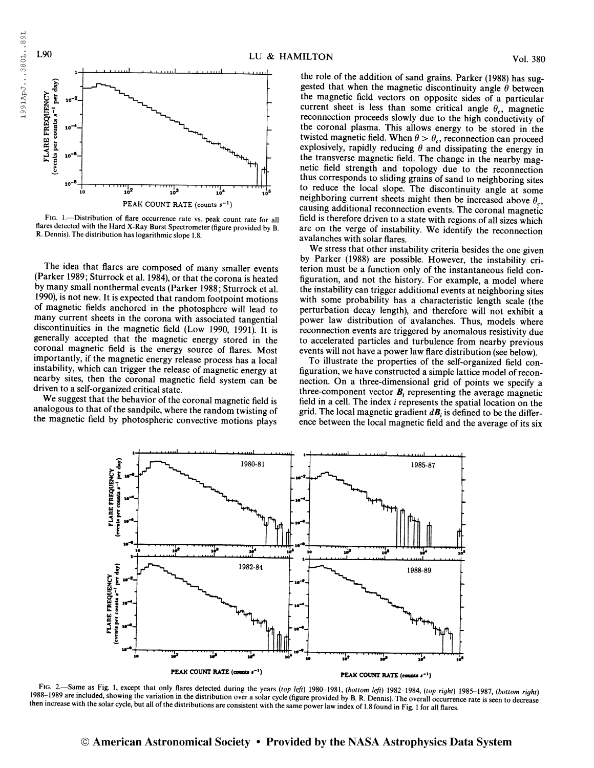FIG. 1.—Distribution of flare occurrence rate vs. peak count rate for all flares detected with the Hard X-Ray Burst Spectrometer (figure provided by B. R. Dennis). The distribution has logarithmic slope 1.8.

The idea that flares are composed of many smaller events (Parker 1989; Sturrock et al. 1984), or that the corona is heated by many small nonthermal events (Parker 1988; Sturrock et al. 1990), is not new. It is expected that random footpoint motions of magnetic fields anchored in the photosphere will lead to many current sheets in the corona with associated tangential discontinuities in the magnetic field (Low 1990, 1991). It is generally accepted that the magnetic energy stored in the coronal magnetic field is the energy source of flares. Most importantly, if the magnetic energy release process has a local instability, which can trigger the release of magnetic energy at nearby sites, then the coronal magnetic field system can be driven to a self-organized critical state.

We suggest that the behavior of the coronal magnetic field is analogous to that of the sandpile, where the random twisting of the magnetic field by photospheric convective motions plays the role of the addition of sand grains. Parker (1988) has suggested that when the magnetic discontinuity angle $\theta$ between the magnetic field vectors on opposite sides of a particular current sheet is less than some critical angle $\theta_c$, magnetic reconnection proceeds slowly due to the high conductivity of the coronal plasma. This allows energy to be stored in the twisted magnetic field. When $\theta > \theta_c$, reconnection can proceed explosively, rapidly reducing $\theta$ and dissipating the energy in the transverse magnetic field. The change in the nearby magnetic field strength and topology due to the reconnection thus corresponds to sliding grains of sand to neighboring sites to reduce the local slope. The discontinuity angle at some neighboring current sheets might then be increased above $\theta_c$, causing additional reconnection events. The coronal magnetic field is therefore driven to a state with regions of all sizes which are on the verge of instability. We identify the reconnection avalanches with solar flares.

We stress that other instability criteria besides the one given by Parker (1988) are possible. However, the instability criterion must be a function only of the instantaneous field configuration, and not the history. For example, a model where the instability can trigger additional events at neighboring sites with some probability has a characteristic length scale (the perturbation decay length), and therefore will not exhibit a power law distribution of avalanches. Thus, models where reconnection events are triggered by anomalous resistivity due to accelerated particles and turbulence from nearby previous events will not have a power law flare distribution (see below).

To illustrate the properties of the self-organized field configuration, we have constructed a simple lattice model of reconnection. On a three-dimensional grid of points we specify a three-component vector $\boldsymbol{B}_i$ representing the average magnetic field in a cell. The index $i$ represents the spatial location on the grid. The local magnetic gradient $d\boldsymbol{B}_i$ is defined to be the difference between the local magnetic field and the average of its six

FIG. 2.—Same as Fig. 1, except that only flares detected during the years (*top left*) 1980–1981, (*bottom left*) 1982–1984, (*top right*) 1985–1987, (*bottom right*) 1988–1989 are included, showing the variation in the distribution over a solar cycle (figure provided by B. R. Dennis). The overall occurrence rate is seen to decrease then increase with the solar cycle, but all of the distributions are consistent with the same power law index of 1.8 found in Fig. 1 for all flares.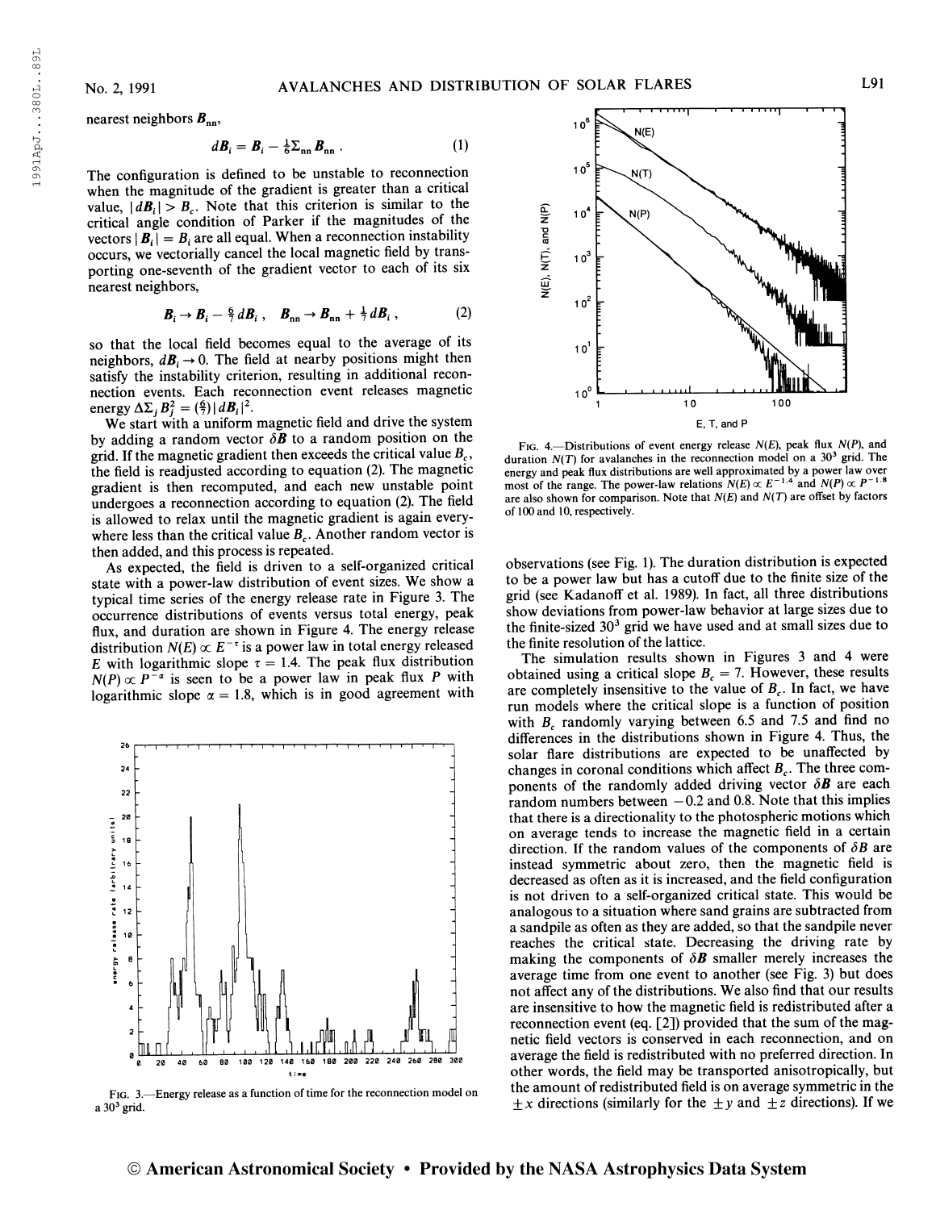nearest neighbors $\boldsymbol{B}_{nn}$,

$$d\boldsymbol{B}_i = \boldsymbol{B}_i - \tfrac{1}{6}\Sigma_{nn}\boldsymbol{B}_{nn}\,. \qquad (1)$$

The configuration is defined to be unstable to reconnection when the magnitude of the gradient is greater than a critical value, $|d\boldsymbol{B}_i| > B_c$. Note that this criterion is similar to the critical angle condition of Parker if the magnitudes of the vectors $|\boldsymbol{B}_i| = B_i$ are all equal. When a reconnection instability occurs, we vectorially cancel the local magnetic field by transporting one-seventh of the gradient vector to each of its six nearest neighbors,

$$\boldsymbol{B}_i \to \boldsymbol{B}_i - \tfrac{6}{7}\,d\boldsymbol{B}_i\,, \quad \boldsymbol{B}_{nn} \to \boldsymbol{B}_{nn} + \tfrac{1}{7}\,d\boldsymbol{B}_i\,, \qquad (2)$$

so that the local field becomes equal to the average of its neighbors, $d\boldsymbol{B}_i \to 0$. The field at nearby positions might then satisfy the instability criterion, resulting in additional reconnection events. Each reconnection event releases magnetic energy $\Delta\Sigma_j B_j^2 = (\frac{6}{7})|d\boldsymbol{B}_i|^2$.

We start with a uniform magnetic field and drive the system by adding a random vector $\delta\boldsymbol{B}$ to a random position on the grid. If the magnetic gradient then exceeds the critical value $B_c$, the field is readjusted according to equation (2). The magnetic gradient is then recomputed, and each new unstable point undergoes a reconnection according to equation (2). The field is allowed to relax until the magnetic gradient is again everywhere less than the critical value $B_c$. Another random vector is then added, and this process is repeated.

As expected, the field is driven to a self-organized critical state with a power-law distribution of event sizes. We show a typical time series of the energy release rate in Figure 3. The occurrence distributions of events versus total energy, peak flux, and duration are shown in Figure 4. The energy release distribution $N(E) \propto E^{-\tau}$ is a power law in total energy released $E$ with logarithmic slope $\tau = 1.4$. The peak flux distribution $N(P) \propto P^{-\alpha}$ is seen to be a power law in peak flux $P$ with logarithmic slope $\alpha = 1.8$, which is in good agreement with observations (see Fig. 1). The duration distribution is expected to be a power law but has a cutoff due to the finite size of the grid (see Kadanoff et al. 1989). In fact, all three distributions show deviations from power-law behavior at large sizes due to the finite-sized $30^3$ grid we have used and at small sizes due to the finite resolution of the lattice.

FIG. 3.—Energy release as a function of time for the reconnection model on a $30^3$ grid.

FIG. 4.—Distributions of event energy release $N(E)$, peak flux $N(P)$, and duration $N(T)$ for avalanches in the reconnection model on a $30^3$ grid. The energy and peak flux distributions are well approximated by a power law over most of the range. The power-law relations $N(E) \propto E^{-1.4}$ and $N(P) \propto P^{-1.8}$ are also shown for comparison. Note that $N(E)$ and $N(T)$ are offset by factors of 100 and 10, respectively.

The simulation results shown in Figures 3 and 4 were obtained using a critical slope $B_c = 7$. However, these results are completely insensitive to the value of $B_c$. In fact, we have run models where the critical slope is a function of position with $B_c$ randomly varying between 6.5 and 7.5 and find no differences in the distributions shown in Figure 4. Thus, the solar flare distributions are expected to be unaffected by changes in coronal conditions which affect $B_c$. The three components of the randomly added driving vector $\delta\boldsymbol{B}$ are each random numbers between $-0.2$ and 0.8. Note that this implies that there is a directionality to the photospheric motions which on average tends to increase the magnetic field in a certain direction. If the random values of the components of $\delta\boldsymbol{B}$ are instead symmetric about zero, then the magnetic field is decreased as often as it is increased, and the field configuration is not driven to a self-organized critical state. This would be analogous to a situation where sand grains are subtracted from a sandpile as often as they are added, so that the sandpile never reaches the critical state. Decreasing the driving rate by making the components of $\delta\boldsymbol{B}$ smaller merely increases the average time from one event to another (see Fig. 3) but does not affect any of the distributions. We also find that our results are insensitive to how the magnetic field is redistributed after a reconnection event (eq. [2]) provided that the sum of the magnetic field vectors is conserved in each reconnection, and on average the field is redistributed with no preferred direction. In other words, the field may be transported anisotropically, but the amount of redistributed field is on average symmetric in the $\pm x$ directions (similarly for the $\pm y$ and $\pm z$ directions). If we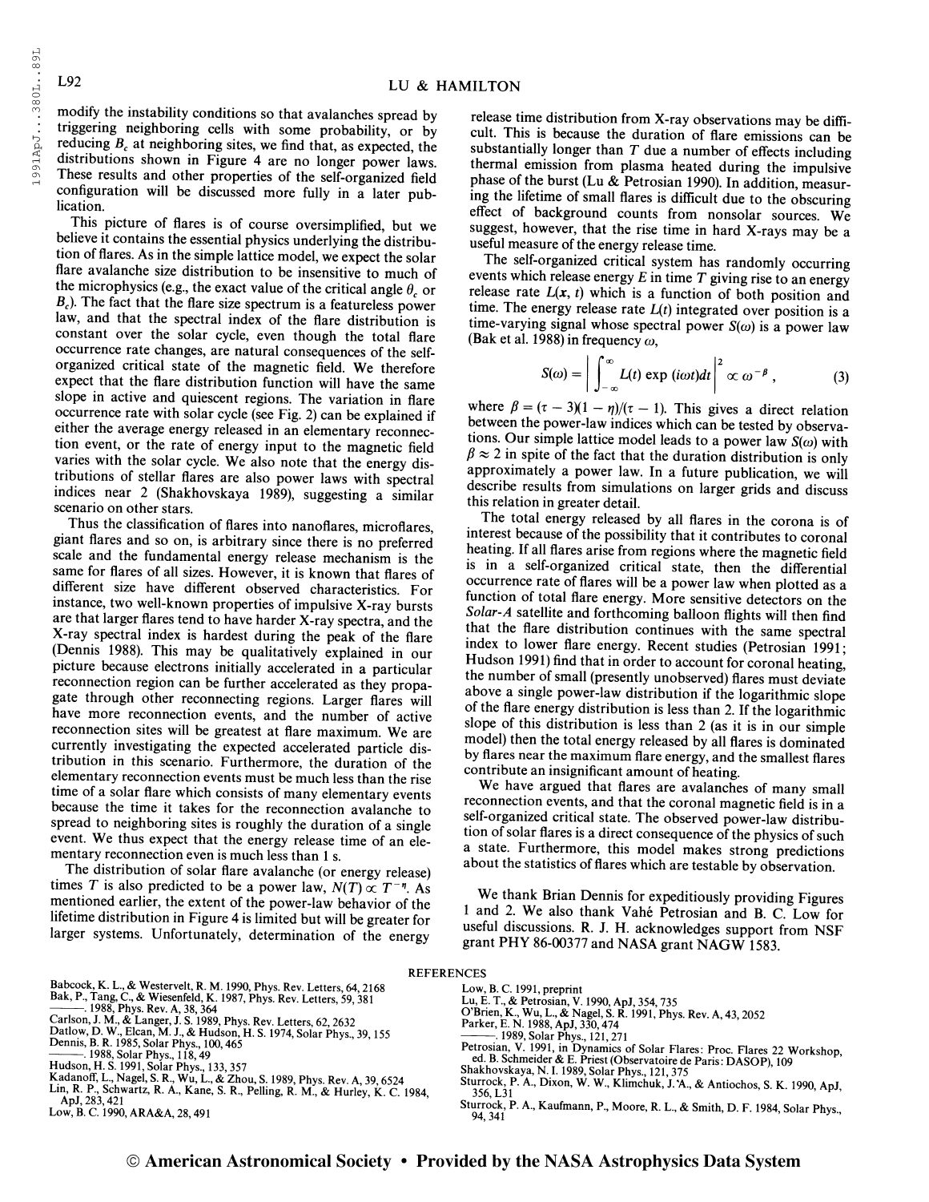modify the instability conditions so that avalanches spread by triggering neighboring cells with some probability, or by reducing $B_c$ at neighboring sites, we find that, as expected, the distributions shown in Figure 4 are no longer power laws. These results and other properties of the self-organized field configuration will be discussed more fully in a later publication.

This picture of flares is of course oversimplified, but we believe it contains the essential physics underlying the distribution of flares. As in the simple lattice model, we expect the solar flare avalanche size distribution to be insensitive to much of the microphysics (e.g., the exact value of the critical angle $\theta_c$ or $B_c$). The fact that the flare size spectrum is a featureless power law, and that the spectral index of the flare distribution is constant over the solar cycle, even though the total flare occurrence rate changes, are natural consequences of the self-organized critical state of the magnetic field. We therefore expect that the flare distribution function will have the same slope in active and quiescent regions. The variation in flare occurrence rate with solar cycle (see Fig. 2) can be explained if either the average energy released in an elementary reconnection event, or the rate of energy input to the magnetic field varies with the solar cycle. We also note that the energy distributions of stellar flares are also power laws with spectral indices near 2 (Shakhovskaya 1989), suggesting a similar scenario on other stars.

Thus the classification of flares into nanoflares, microflares, giant flares and so on, is arbitrary since there is no preferred scale and the fundamental energy release mechanism is the same for flares of all sizes. However, it is known that flares of different size have different observed characteristics. For instance, two well-known properties of impulsive X-ray bursts are that larger flares tend to have harder X-ray spectra, and the X-ray spectral index is hardest during the peak of the flare (Dennis 1988). This may be qualitatively explained in our picture because electrons initially accelerated in a particular reconnection region can be further accelerated as they propagate through other reconnecting regions. Larger flares will have more reconnection events, and the number of active reconnection sites will be greatest at flare maximum. We are currently investigating the expected accelerated particle distribution in this scenario. Furthermore, the duration of the elementary reconnection events must be much less than the rise time of a solar flare which consists of many elementary events because the time it takes for the reconnection avalanche to spread to neighboring sites is roughly the duration of a single event. We thus expect that the energy release time of an elementary reconnection even is much less than 1 s.

The distribution of solar flare avalanche (or energy release) times $T$ is also predicted to be a power law, $N(T) \propto T^{-\eta}$. As mentioned earlier, the extent of the power-law behavior of the lifetime distribution in Figure 4 is limited but will be greater for larger systems. Unfortunately, determination of the energy release time distribution from X-ray observations may be difficult. This is because the duration of flare emissions can be substantially longer than $T$ due a number of effects including thermal emission from plasma heated during the impulsive phase of the burst (Lu & Petrosian 1990). In addition, measuring the lifetime of small flares is difficult due to the obscuring effect of background counts from nonsolar sources. We suggest, however, that the rise time in hard X-rays may be a useful measure of the energy release time.

The self-organized critical system has randomly occurring events which release energy $E$ in time $T$ giving rise to an energy release rate $L(\mathbf{x}, t)$ which is a function of both position and time. The energy release rate $L(t)$ integrated over position is a time-varying signal whose spectral power $S(\omega)$ is a power law (Bak et al. 1988) in frequency $\omega$,

$$S(\omega) = \left| \int_{-\infty}^{\infty} L(t) \exp(i\omega t) dt \right|^2 \propto \omega^{-\beta} , \tag{3}$$

where $\beta = (\tau - 3)(1 - \eta)/(\tau - 1)$. This gives a direct relation between the power-law indices which can be tested by observations. Our simple lattice model leads to a power law $S(\omega)$ with $\beta \approx 2$ in spite of the fact that the duration distribution is only approximately a power law. In a future publication, we will describe results from simulations on larger grids and discuss this relation in greater detail.

The total energy released by all flares in the corona is of interest because of the possibility that it contributes to coronal heating. If all flares arise from regions where the magnetic field is in a self-organized critical state, then the differential occurrence rate of flares will be a power law when plotted as a function of total flare energy. More sensitive detectors on the *Solar-A* satellite and forthcoming balloon flights will then find that the flare distribution continues with the same spectral index to lower flare energy. Recent studies (Petrosian 1991; Hudson 1991) find that in order to account for coronal heating, the number of small (presently unobserved) flares must deviate above a single power-law distribution if the logarithmic slope of the flare energy distribution is less than 2. If the logarithmic slope of this distribution is less than 2 (as it is in our simple model) then the total energy released by all flares is dominated by flares near the maximum flare energy, and the smallest flares contribute an insignificant amount of heating.

We have argued that flares are avalanches of many small reconnection events, and that the coronal magnetic field is in a self-organized critical state. The observed power-law distribution of solar flares is a direct consequence of the physics of such a state. Furthermore, this model makes strong predictions about the statistics of flares which are testable by observation.

We thank Brian Dennis for expeditiously providing Figures 1 and 2. We also thank Vahé Petrosian and B. C. Low for useful discussions. R. J. H. acknowledges support from NSF grant PHY 86-00377 and NASA grant NAGW 1583.

## REFERENCES

Babcock, K. L., & Westervelt, R. M. 1990, Phys. Rev. Letters, 64, 2168
Bak, P., Tang, C., & Wiesenfeld, K. 1987, Phys. Rev. Letters, 59, 381
———. 1988, Phys. Rev. A, 38, 364
Carlson, J. M., & Langer, J. S. 1989, Phys. Rev. Letters, 62, 2632
Datlow, D. W., Elcan, M. J., & Hudson, H. S. 1974, Solar Phys., 39, 155
Dennis, B. R. 1985, Solar Phys., 100, 465
———. 1988, Solar Phys., 118, 49
Hudson, H. S. 1991, Solar Phys., 133, 357
Kadanoff, L., Nagel, S. R., Wu, L., & Zhou, S. 1989, Phys. Rev. A, 39, 6524
Lin, R. P., Schwartz, R. A., Kane, S. R., Pelling, R. M., & Hurley, K. C. 1984, ApJ, 283, 421
Low, B. C. 1990, ARA&A, 28, 491
Low, B. C. 1991, preprint
Lu, E. T., & Petrosian, V. 1990, ApJ, 354, 735
O'Brien, K., Wu, L., & Nagel, S. R. 1991, Phys. Rev. A, 43, 2052
Parker, E. N. 1988, ApJ, 330, 474
———. 1989, Solar Phys., 121, 271
Petrosian, V. 1991, in Dynamics of Solar Flares: Proc. Flares 22 Workshop, ed. B. Schmeider & E. Priest (Observatoire de Paris: DASOP), 109
Shakhovskaya, N. I. 1989, Solar Phys., 121, 375
Sturrock, P. A., Dixon, W. W., Klimchuk, J. A., & Antiochos, S. K. 1990, ApJ, 356, L31
Sturrock, P. A., Kaufmann, P., Moore, R. L., & Smith, D. F. 1984, Solar Phys., 94, 341